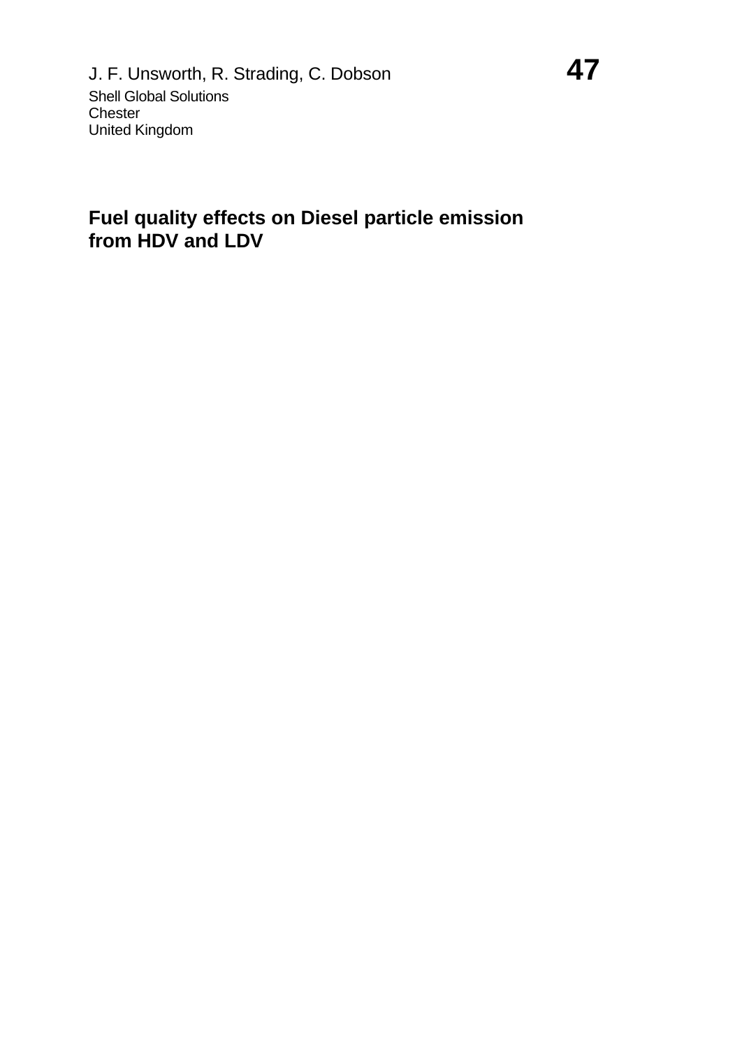J. F. Unsworth, R. Strading, C. Dobson

Shell Global Solutions
Chester
United Kingdom

# Fuel quality effects on Diesel particle emission from HDV and LDV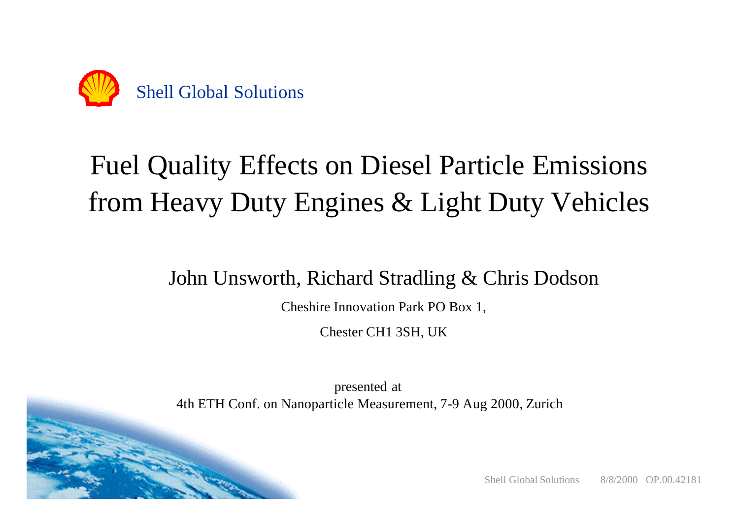Shell Global Solutions

# Fuel Quality Effects on Diesel Particle Emissions from Heavy Duty Engines & Light Duty Vehicles

John Unsworth, Richard Stradling & Chris Dodson

Cheshire Innovation Park PO Box 1,

Chester CH1 3SH, UK

presented at

4th ETH Conf. on Nanoparticle Measurement, 7-9 Aug 2000, Zurich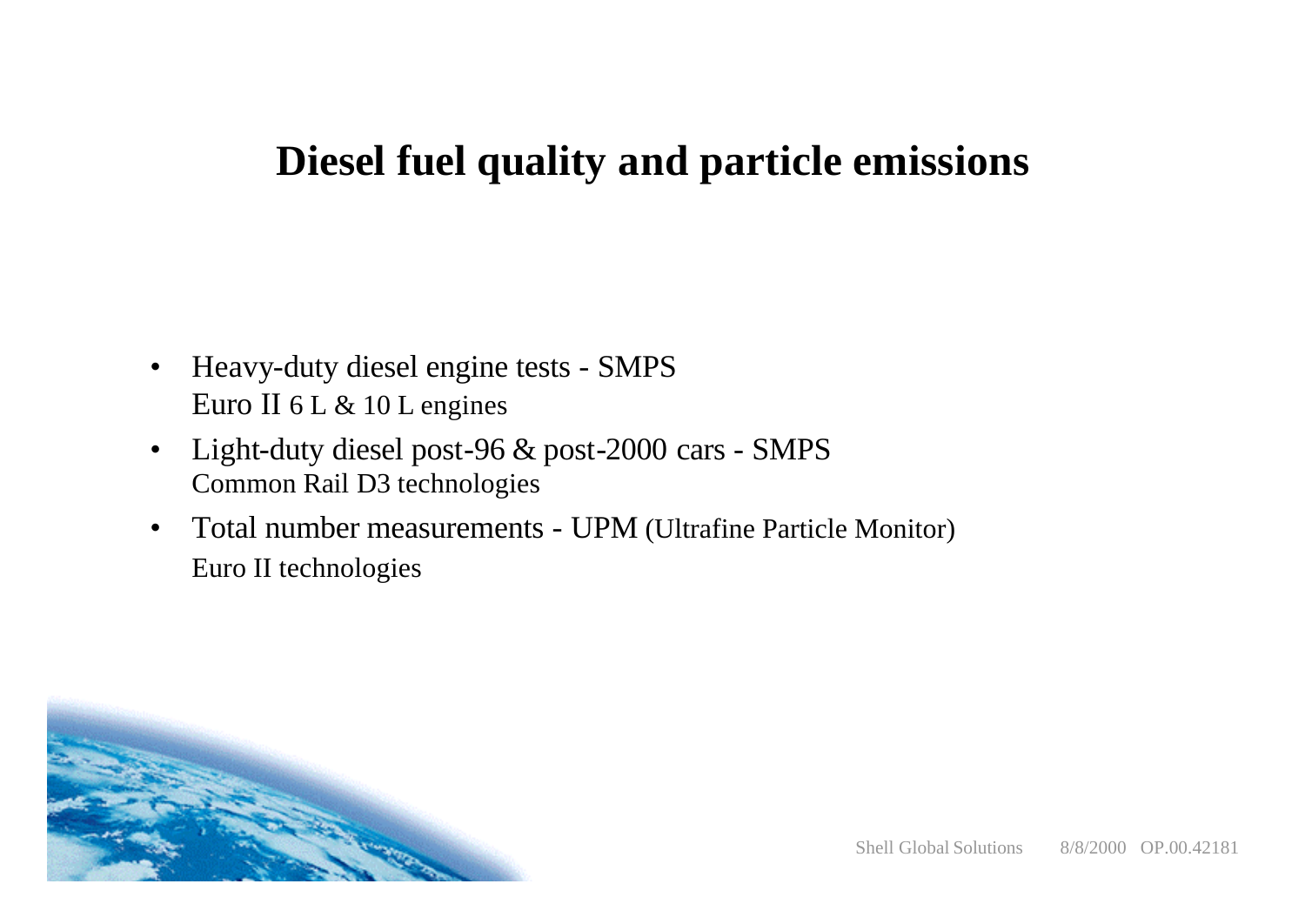# Diesel fuel quality and particle emissions

- Heavy-duty diesel engine tests - SMPS
  Euro II 6 L & 10 L engines
- Light-duty diesel post-96 & post-2000 cars - SMPS
  Common Rail D3 technologies
- Total number measurements - UPM (Ultrafine Particle Monitor)
  Euro II technologies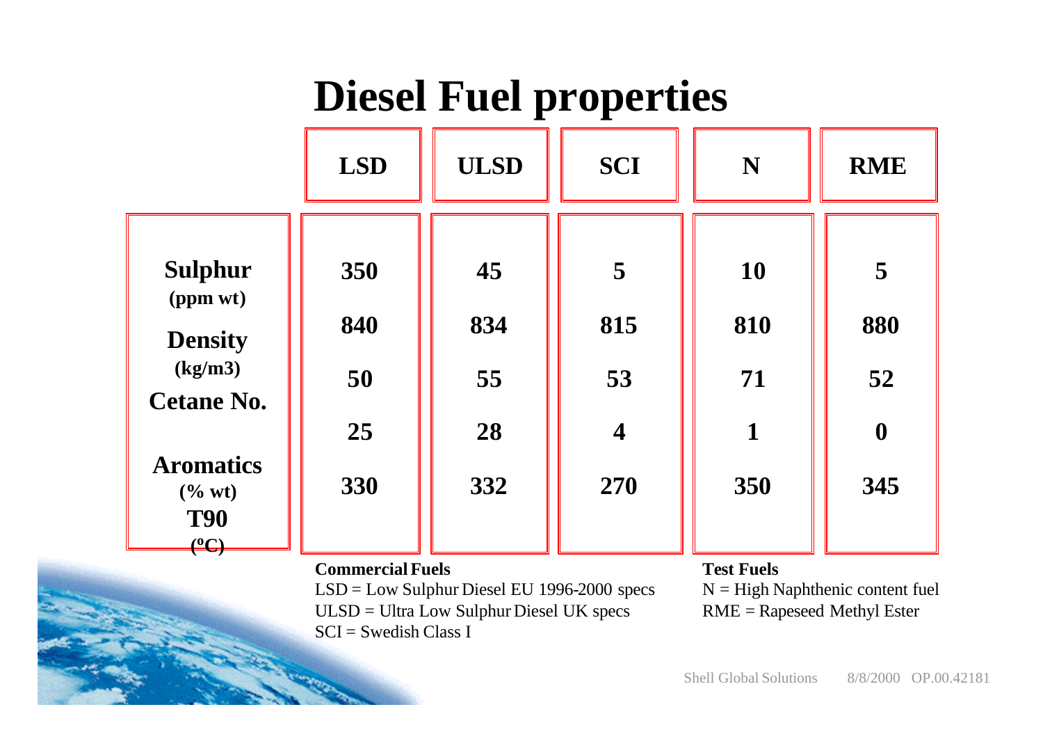# Diesel Fuel properties

| | LSD | ULSD | SCI | N | RME |
|---|---|---|---|---|---|
| **Sulphur** (ppm wt) | 350 | 45 | 5 | 10 | 5 |
| **Density** (kg/m3) | 840 | 834 | 815 | 810 | 880 |
| **Cetane No.** | 50 | 55 | 53 | 71 | 52 |
| **Aromatics** (% wt) | 25 | 28 | 4 | 1 | 0 |
| **T90** (ºC) | 330 | 332 | 270 | 350 | 345 |

**Commercial Fuels**

LSD = Low Sulphur Diesel EU 1996-2000 specs

ULSD = Ultra Low Sulphur Diesel UK specs

SCI = Swedish Class I

**Test Fuels**

N = High Naphthenic content fuel

RME = Rapeseed Methyl Ester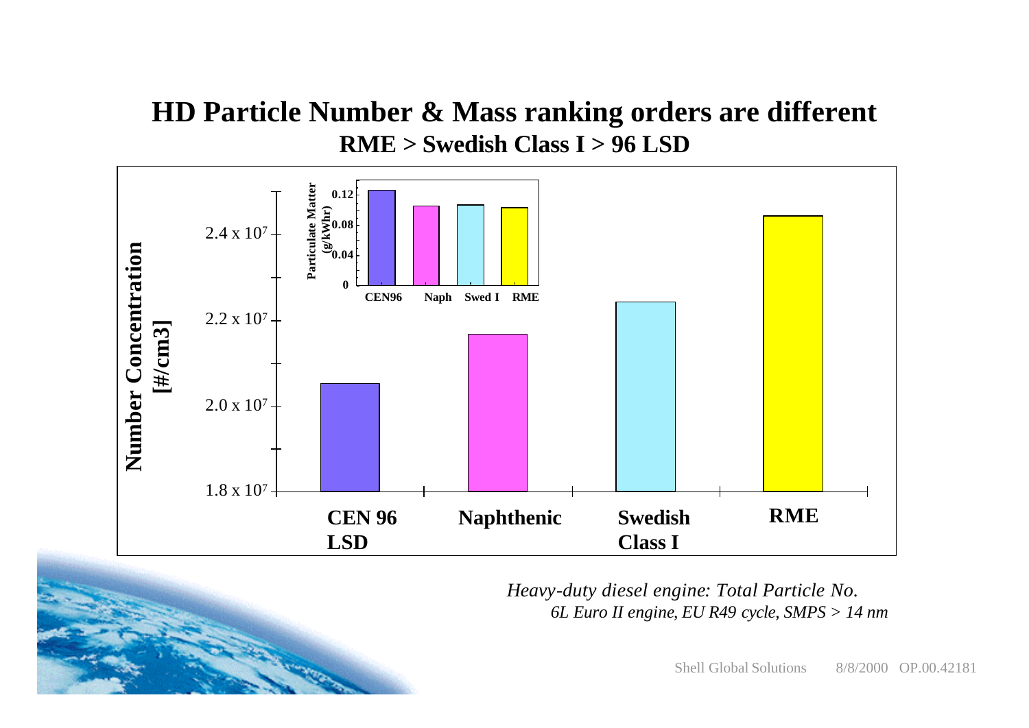# HD Particle Number & Mass ranking orders are different

## RME > Swedish Class I > 96 LSD

Number Concentration [#/cm3]

$2.4 \times 10^7$

$2.2 \times 10^7$

$2.0 \times 10^7$

$1.8 \times 10^7$

CEN 96 LSD | Naphthenic | Swedish Class I | RME

Particulate Matter (g/kWhr)

0.12

0.08

0.04

0

CEN96 | Naph | Swed I | RME

*Heavy-duty diesel engine: Total Particle No.*

*6L Euro II engine, EU R49 cycle, SMPS > 14 nm*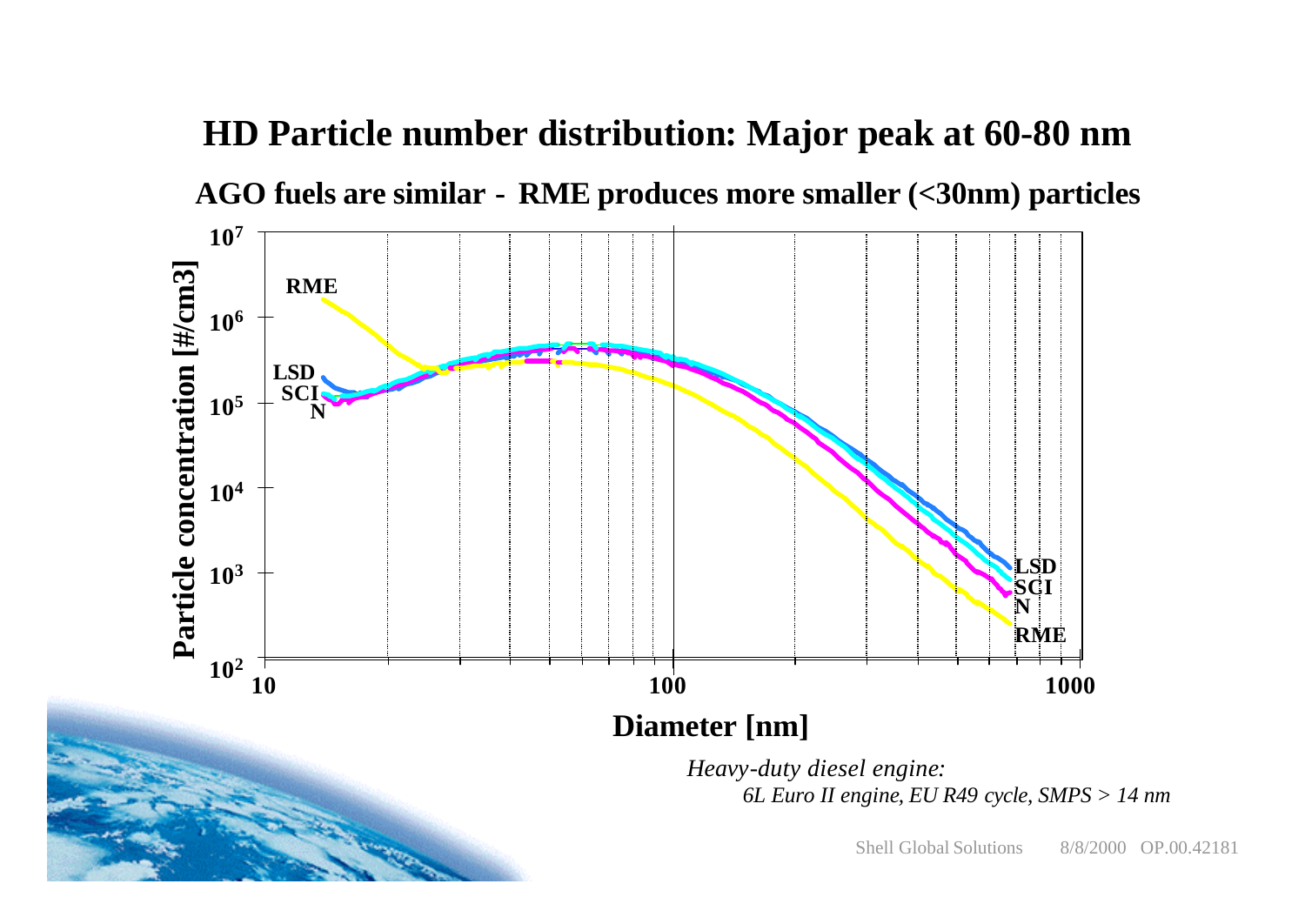# HD Particle number distribution: Major peak at 60-80 nm

**AGO fuels are similar - RME produces more smaller (<30nm) particles**

Particle concentration [#/cm3]

$10^7$, $10^6$, $10^5$, $10^4$, $10^3$, $10^2$

RME, LSD, SCI, N

10, 100, 1000

**Diameter [nm]**

*Heavy-duty diesel engine:*

*6L Euro II engine, EU R49 cycle, SMPS > 14 nm*

Shell Global Solutions 8/8/2000 OP.00.42181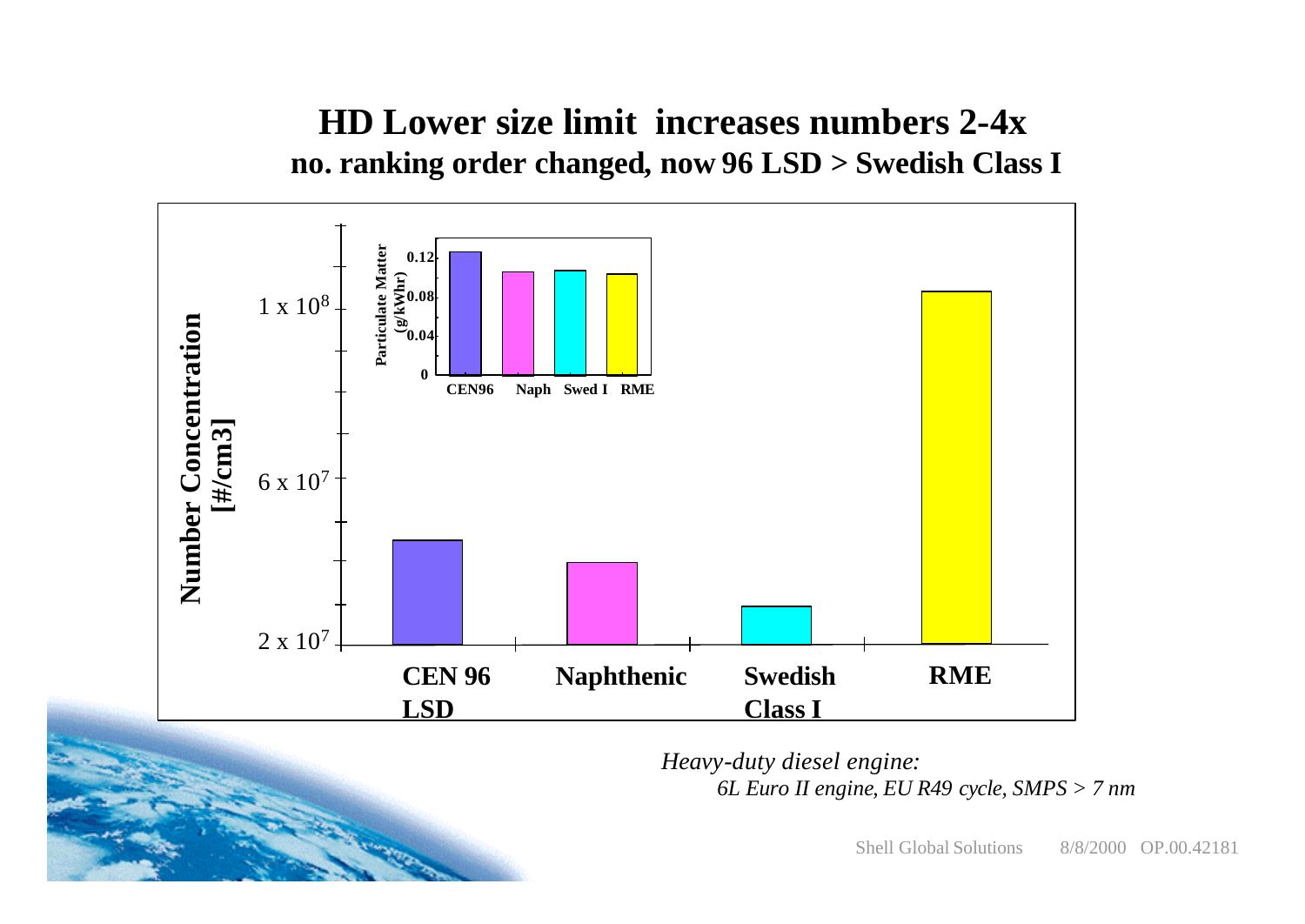# HD Lower size limit increases numbers 2-4x

**no. ranking order changed, now 96 LSD > Swedish Class I**

Number Concentration [#/cm3]

$1 \times 10^8$

$6 \times 10^7$

$2 \times 10^7$

Particulate Matter (g/kWhr)

0.12

0.08

0.04

0

CEN96 Naph Swed I RME

CEN 96 LSD | Naphthenic | Swedish Class I | RME

*Heavy-duty diesel engine:*

*6L Euro II engine, EU R49 cycle, SMPS > 7 nm*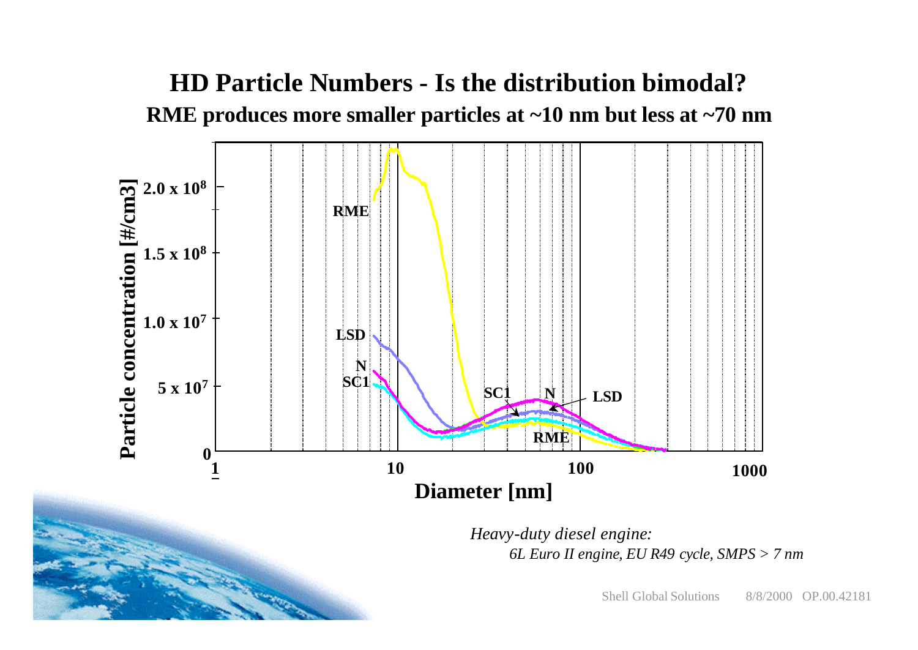# HD Particle Numbers - Is the distribution bimodal?

**RME produces more smaller particles at ~10 nm but less at ~70 nm**

*Heavy-duty diesel engine:*

*6L Euro II engine, EU R49 cycle, SMPS > 7 nm*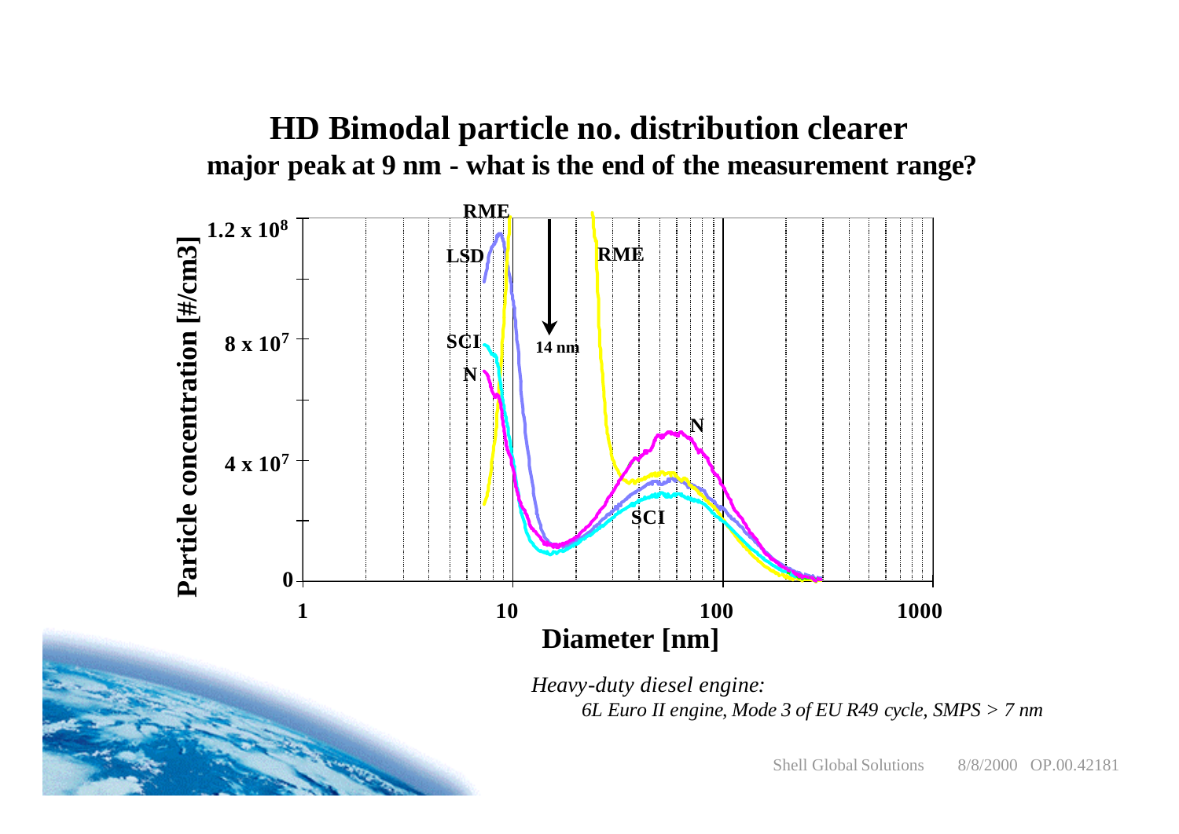# HD Bimodal particle no. distribution clearer

**major peak at 9 nm - what is the end of the measurement range?**

Particle concentration [#/cm3]: 0, $4 \times 10^7$, $8 \times 10^7$, $1.2 \times 10^8$

Diameter [nm]: 1, 10, 100, 1000

RME, LSD, SCI, N, 14 nm

*Heavy-duty diesel engine:*

*6L Euro II engine, Mode 3 of EU R49 cycle, SMPS > 7 nm*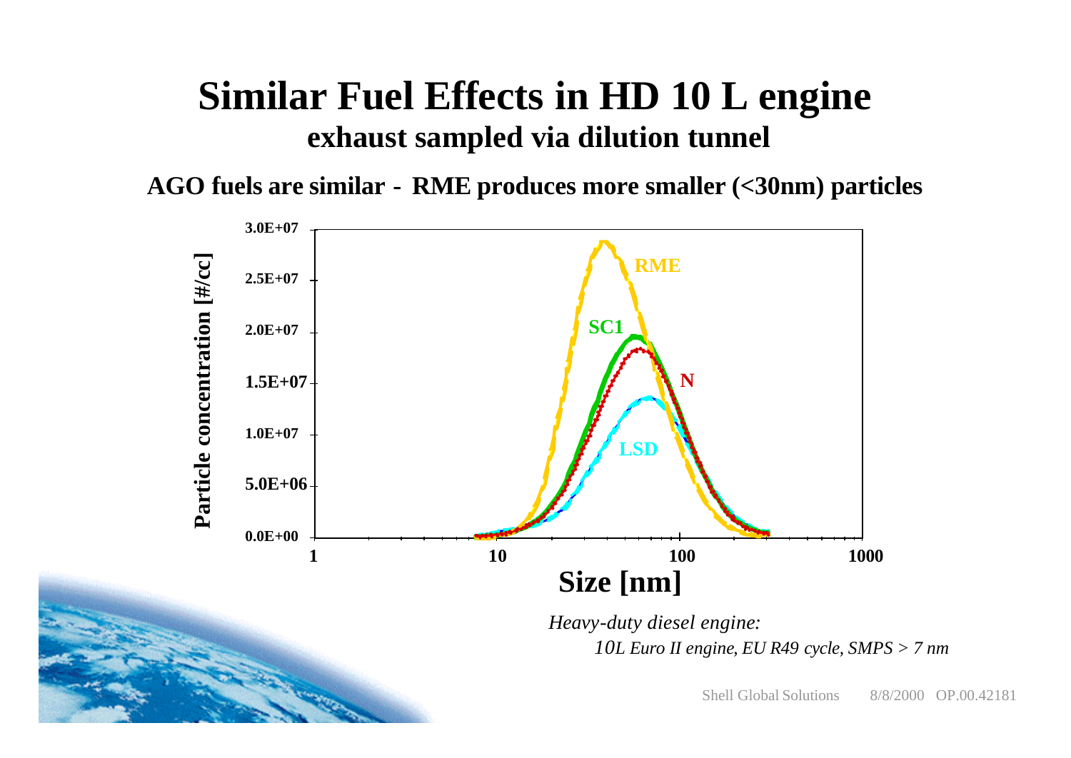# Similar Fuel Effects in HD 10 L engine

## exhaust sampled via dilution tunnel

**AGO fuels are similar - RME produces more smaller (<30nm) particles**

*Heavy-duty diesel engine:*

*10L Euro II engine, EU R49 cycle, SMPS > 7 nm*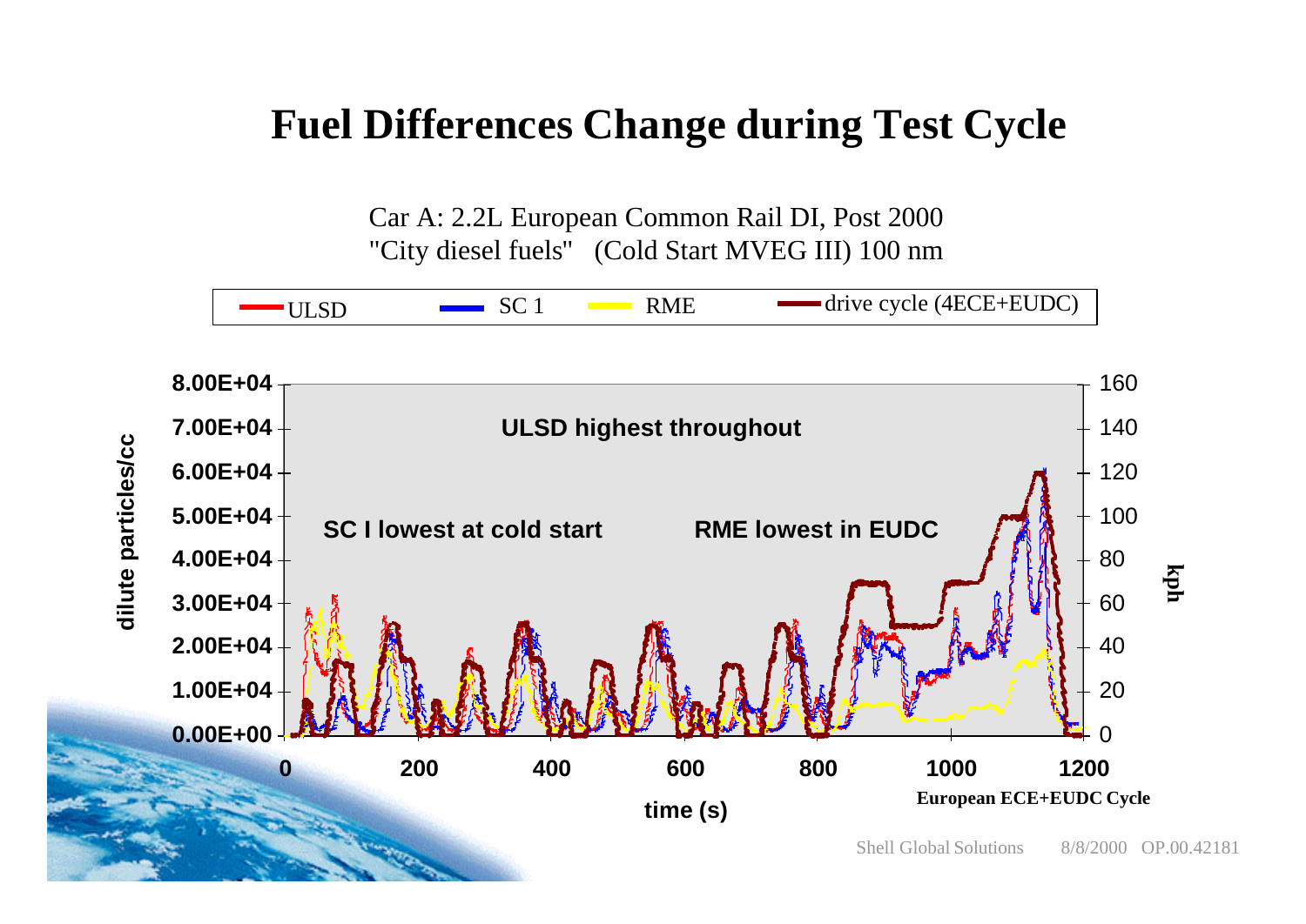# Fuel Differences Change during Test Cycle

Car A: 2.2L European Common Rail DI, Post 2000
"City diesel fuels" (Cold Start MVEG III) 100 nm

ULSD | SC 1 | RME | drive cycle (4ECE+EUDC)

ULSD highest throughout

SC I lowest at cold start

RME lowest in EUDC

dilute particles/cc

kph

time (s)

European ECE+EUDC Cycle

Shell Global Solutions 8/8/2000 OP.00.42181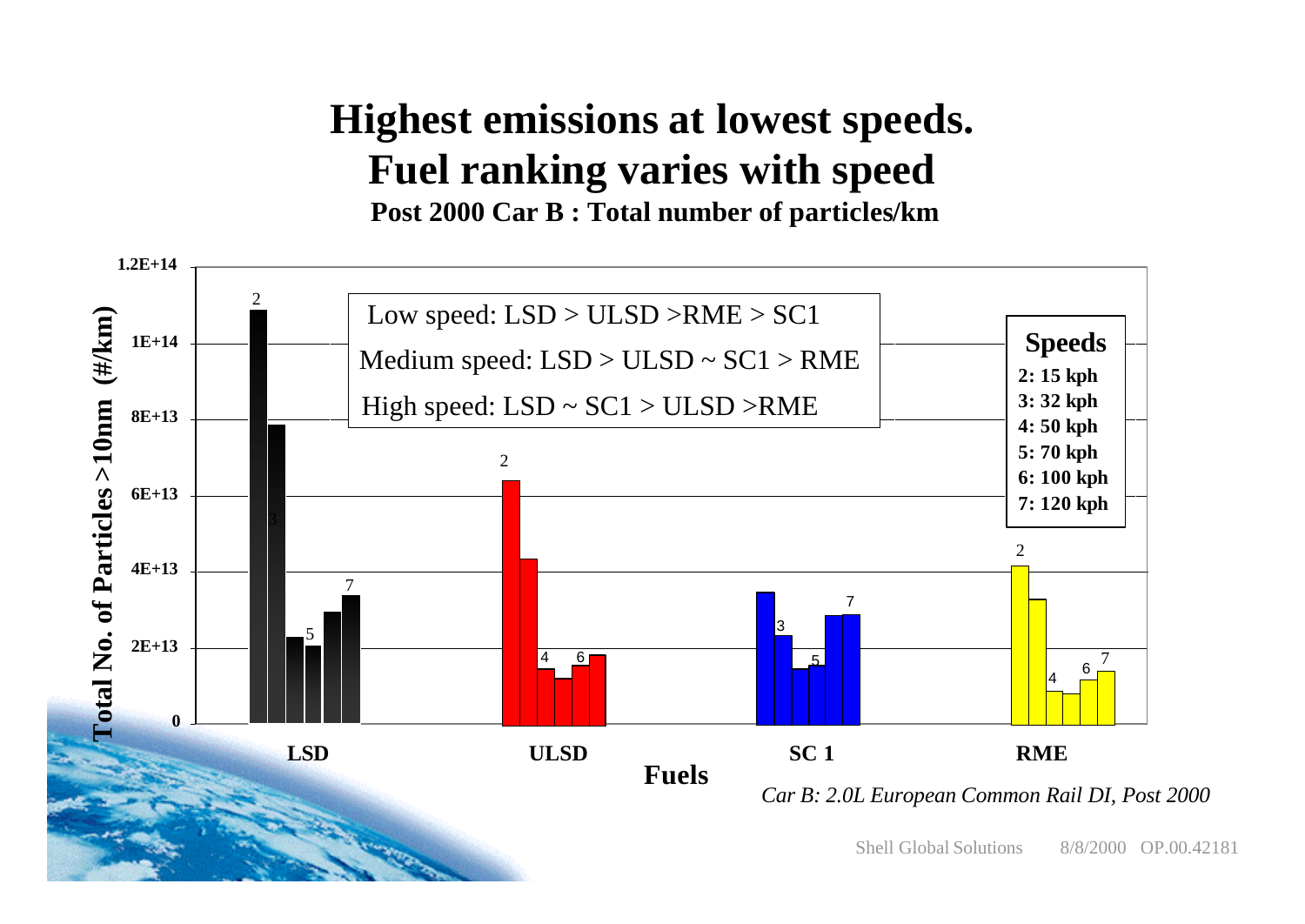# Highest emissions at lowest speeds. Fuel ranking varies with speed

**Post 2000 Car B : Total number of particles/km**

Low speed: LSD > ULSD >RME > SC1

Medium speed: LSD > ULSD ~ SC1 > RME

High speed: LSD ~ SC1 > ULSD >RME

**Speeds**
- **2: 15 kph**
- **3: 32 kph**
- **4: 50 kph**
- **5: 70 kph**
- **6: 100 kph**
- **7: 120 kph**

Y-axis: Total No. of Particles >10nm (#/km), 0 to 1.2E+14

X-axis: Fuels — LSD, ULSD, SC 1, RME

*Car B: 2.0L European Common Rail DI, Post 2000*

Shell Global Solutions 8/8/2000 OP.00.42181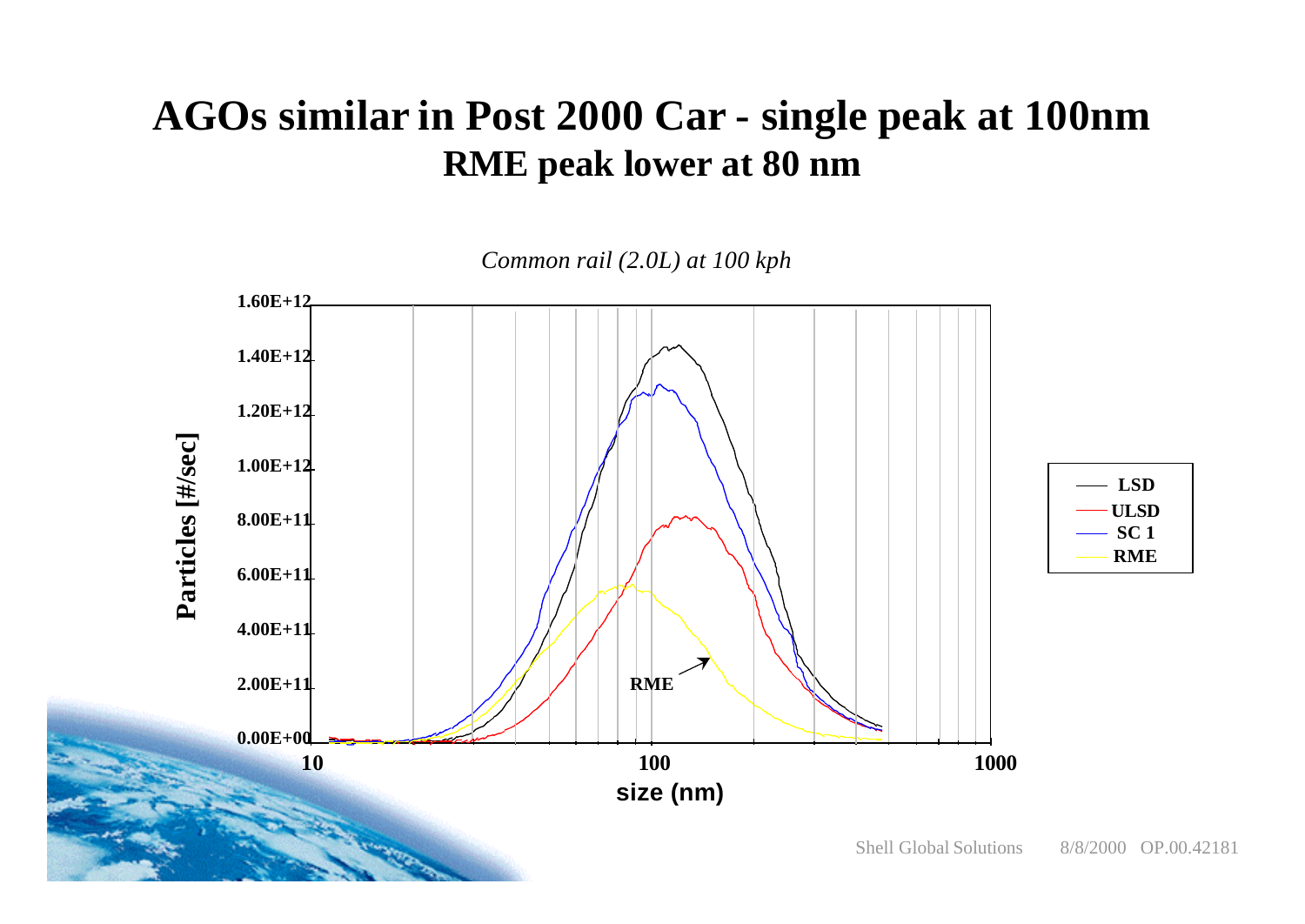# AGOs similar in Post 2000 Car - single peak at 100nm
## RME peak lower at 80 nm

*Common rail (2.0L) at 100 kph*

Particles [#/sec]

1.60E+12
1.40E+12
1.20E+12
1.00E+12
8.00E+11
6.00E+11
4.00E+11
2.00E+11
0.00E+00

10 | 100 | 1000

size (nm)

RME

- LSD
- ULSD
- SC 1
- RME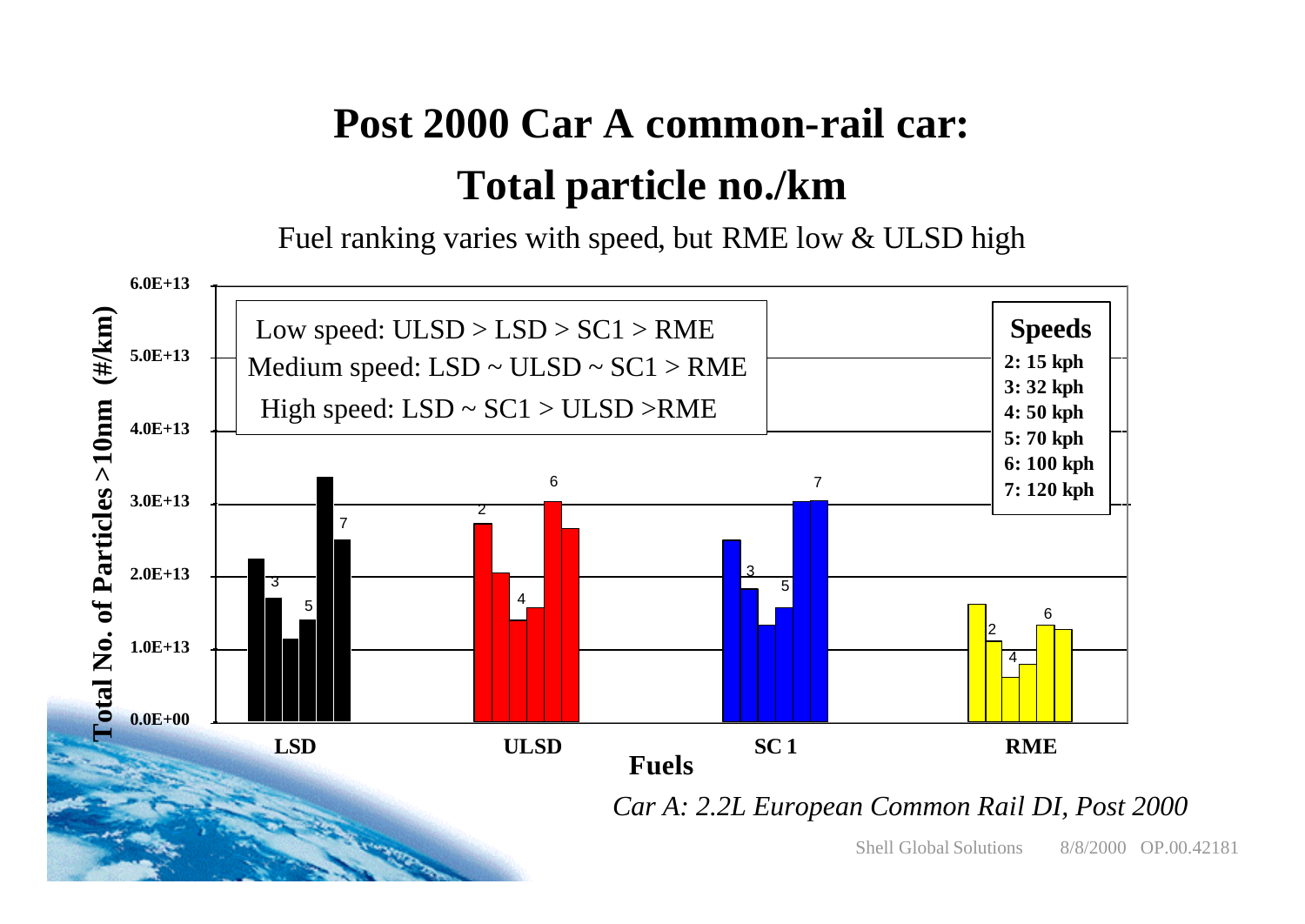# Post 2000 Car A common-rail car:
# Total particle no./km

Fuel ranking varies with speed, but RME low & ULSD high

Low speed: ULSD > LSD > SC1 > RME
Medium speed: LSD ~ ULSD ~ SC1 > RME
High speed: LSD ~ SC1 > ULSD >RME

**Speeds**
- 2: 15 kph
- 3: 32 kph
- 4: 50 kph
- 5: 70 kph
- 6: 100 kph
- 7: 120 kph

Total No. of Particles >10nm (#/km)

0.0E+00, 1.0E+13, 2.0E+13, 3.0E+13, 4.0E+13, 5.0E+13, 6.0E+13

LSD | ULSD | SC 1 | RME

**Fuels**

*Car A: 2.2L European Common Rail DI, Post 2000*

Shell Global Solutions 8/8/2000 OP.00.42181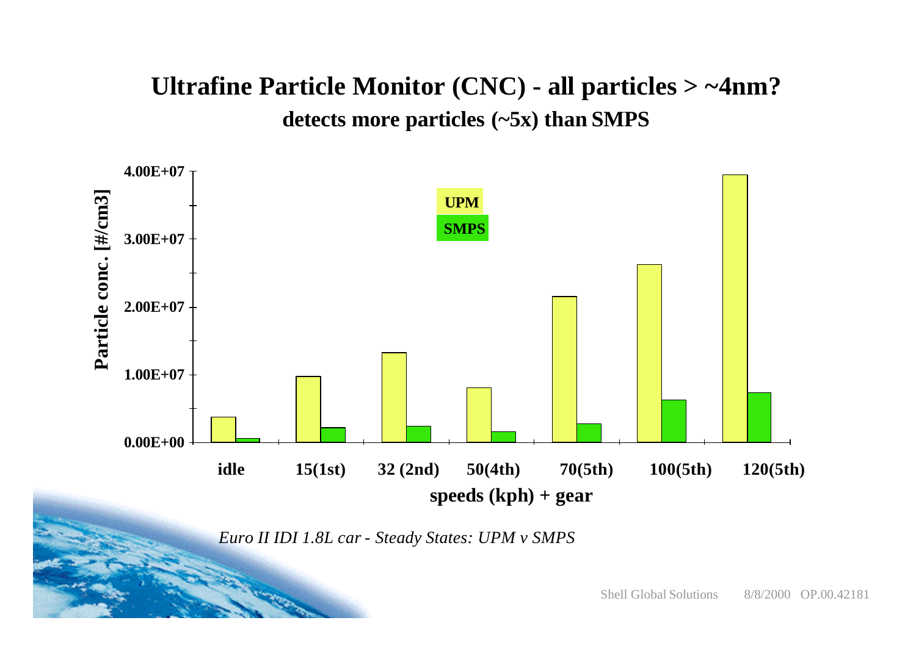# Ultrafine Particle Monitor (CNC) - all particles > ~4nm?

**detects more particles (~5x) than SMPS**

Particle conc. [#/cm3]

4.00E+07
3.00E+07
2.00E+07
1.00E+07
0.00E+00

UPM
SMPS

idle | 15(1st) | 32 (2nd) | 50(4th) | 70(5th) | 100(5th) | 120(5th)

**speeds (kph) + gear**

*Euro II IDI 1.8L car - Steady States: UPM v SMPS*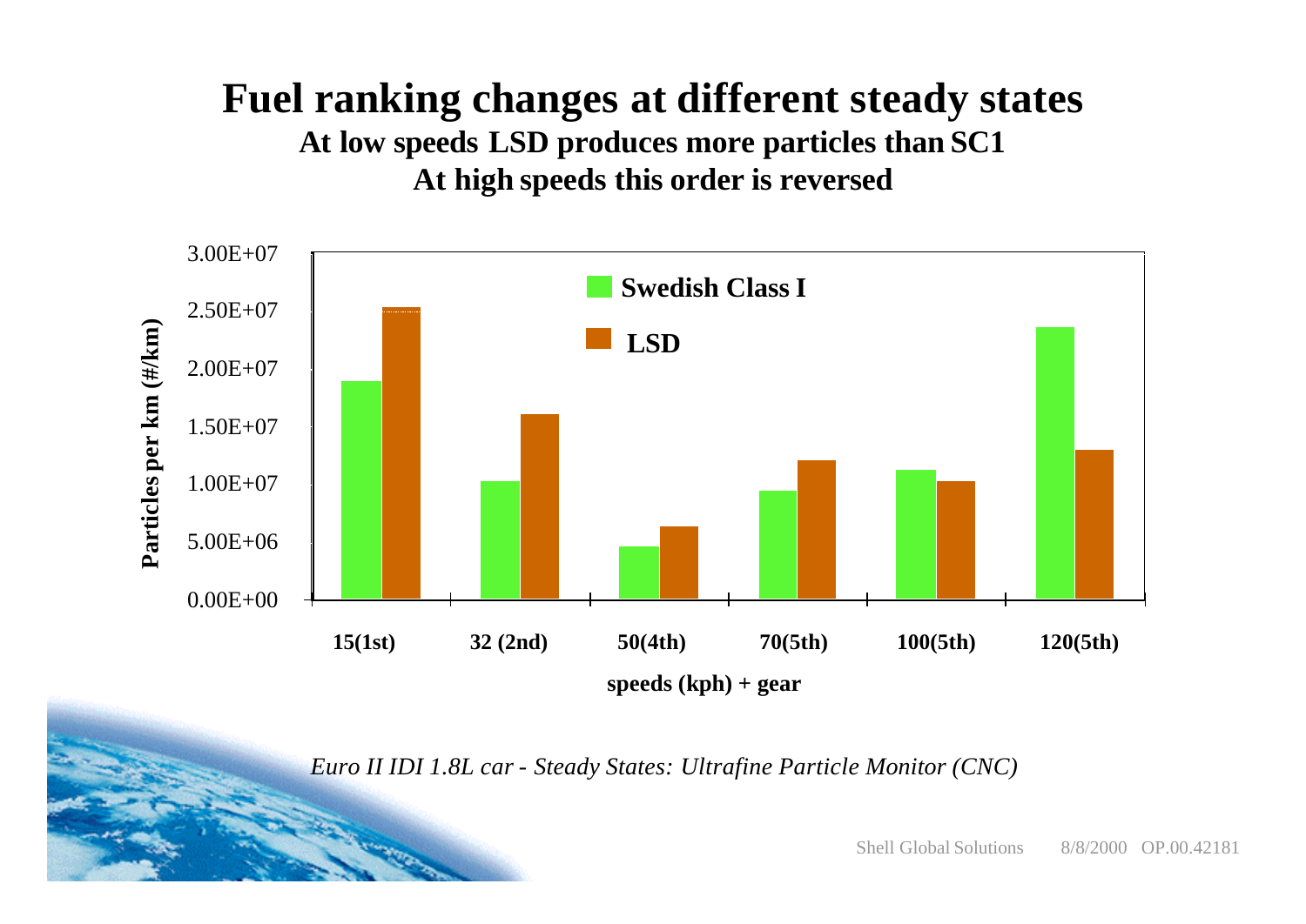# Fuel ranking changes at different steady states

**At low speeds LSD produces more particles than SC1**

**At high speeds this order is reversed**

*Euro II IDI 1.8L car - Steady States: Ultrafine Particle Monitor (CNC)*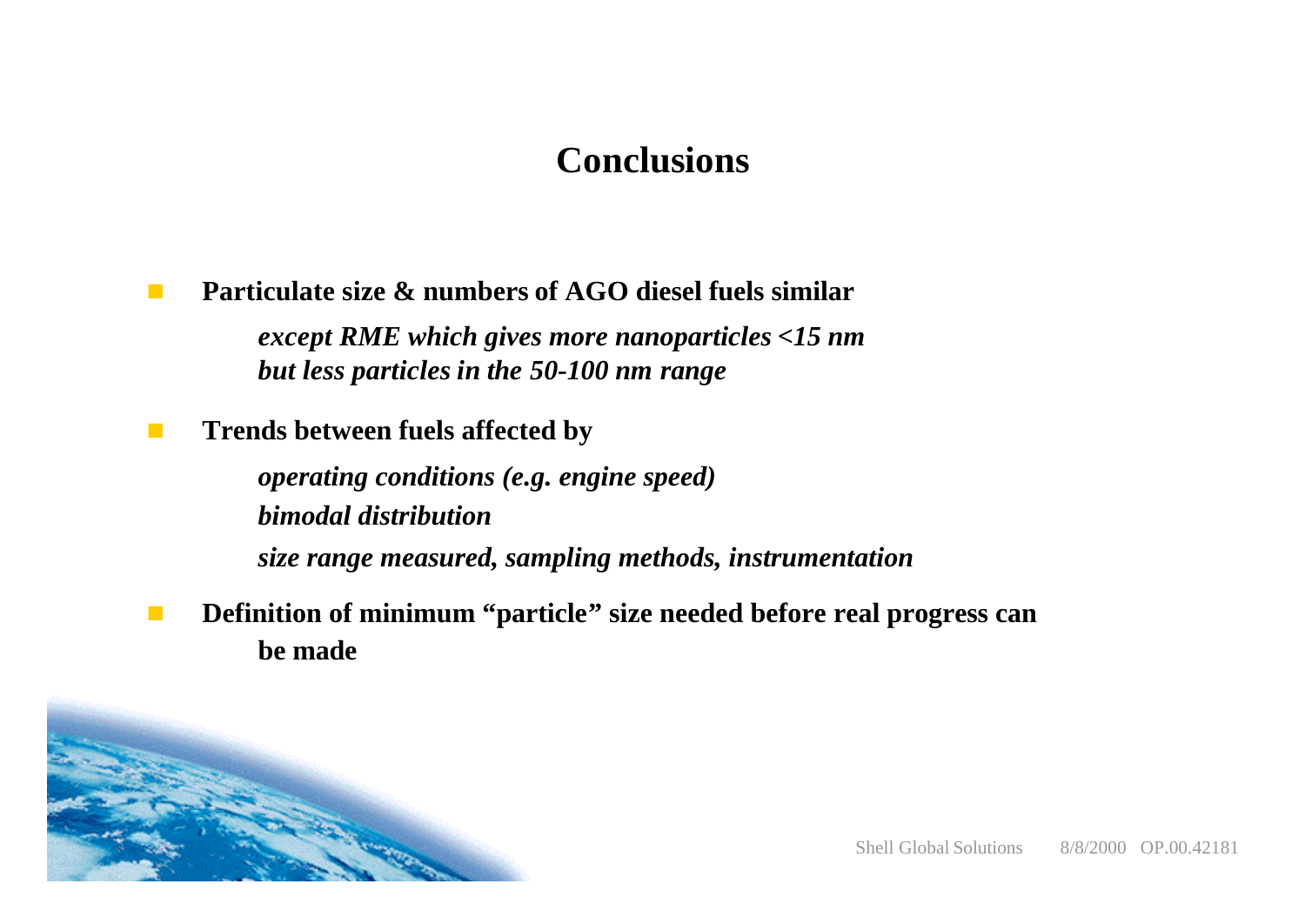# Conclusions

- **Particulate size & numbers of AGO diesel fuels similar**

  ***except RME which gives more nanoparticles <15 nm***
  ***but less particles in the 50-100 nm range***

- **Trends between fuels affected by**

  ***operating conditions (e.g. engine speed)***

  ***bimodal distribution***

  ***size range measured, sampling methods, instrumentation***

- **Definition of minimum "particle" size needed before real progress can be made**